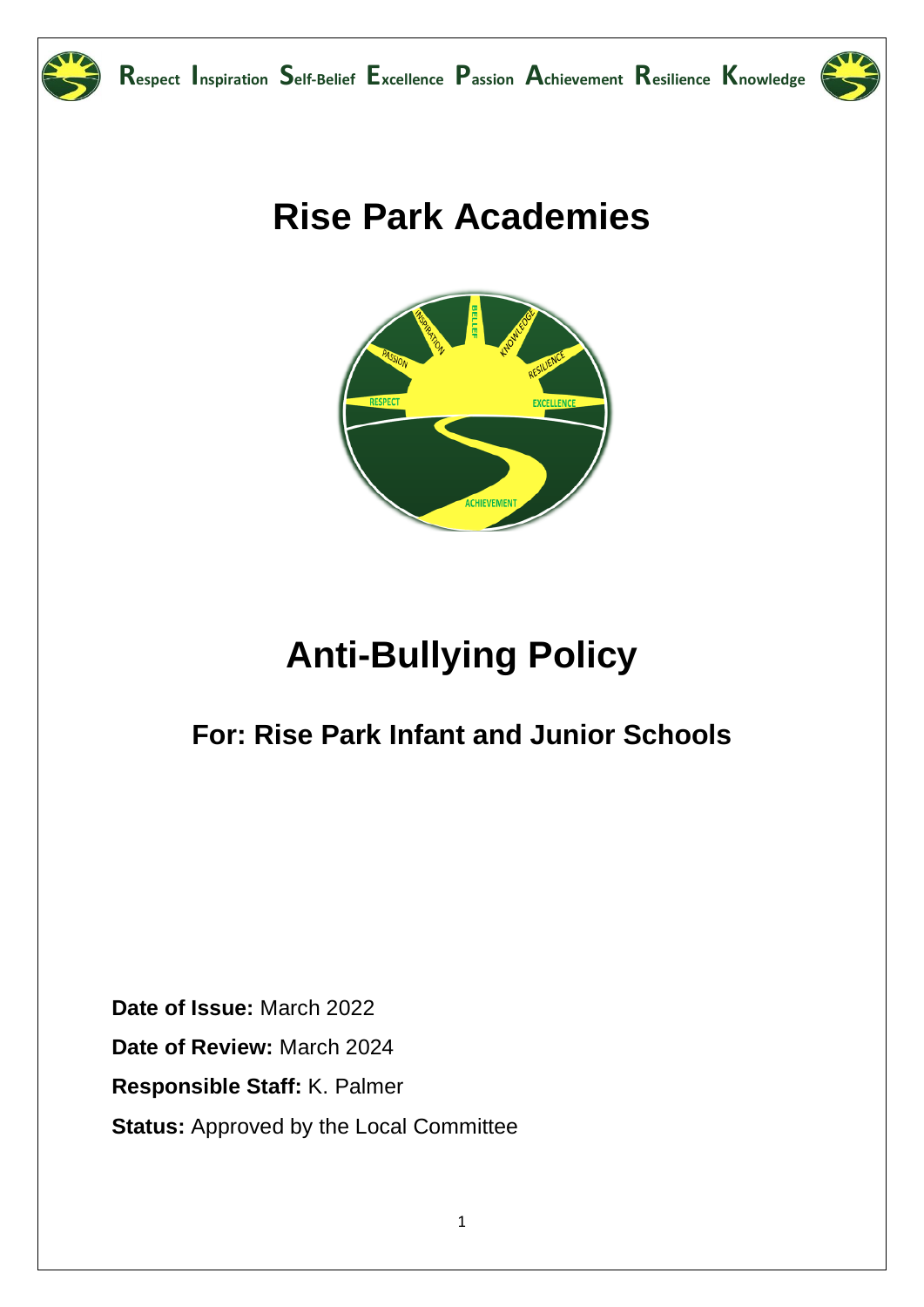**R**espect **I**nspiration **S**elf-Belief **E**xcellence **P**assion **A**chievement **R**esilience **K**nowledge

# Rise Park Academies

# Anti-Bullying Policy

## For: Rise Park Infant and Junior Schools

**Date of Issue:** March 2022

**Date of Review:** March 2024

**Responsible Staff:** K. Palmer

**Status:** Approved by the Local Committee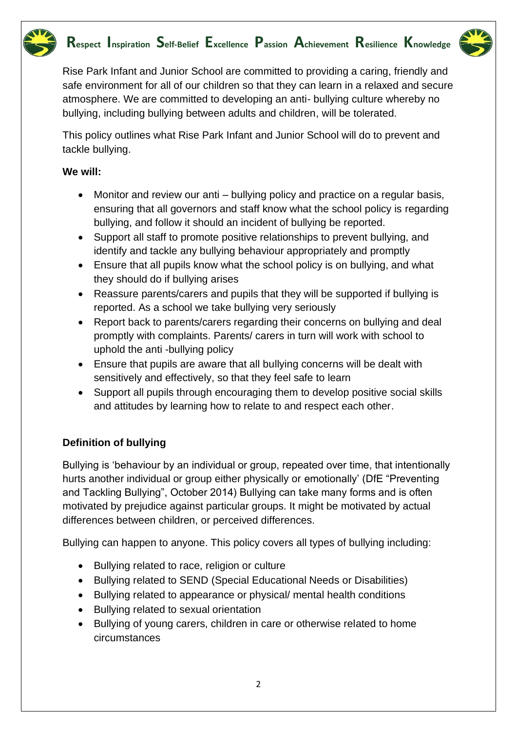Rise Park Infant and Junior School are committed to providing a caring, friendly and safe environment for all of our children so that they can learn in a relaxed and secure atmosphere. We are committed to developing an anti- bullying culture whereby no bullying, including bullying between adults and children, will be tolerated.

This policy outlines what Rise Park Infant and Junior School will do to prevent and tackle bullying.

**We will:**

- Monitor and review our anti – bullying policy and practice on a regular basis, ensuring that all governors and staff know what the school policy is regarding bullying, and follow it should an incident of bullying be reported.
- Support all staff to promote positive relationships to prevent bullying, and identify and tackle any bullying behaviour appropriately and promptly
- Ensure that all pupils know what the school policy is on bullying, and what they should do if bullying arises
- Reassure parents/carers and pupils that they will be supported if bullying is reported. As a school we take bullying very seriously
- Report back to parents/carers regarding their concerns on bullying and deal promptly with complaints. Parents/ carers in turn will work with school to uphold the anti -bullying policy
- Ensure that pupils are aware that all bullying concerns will be dealt with sensitively and effectively, so that they feel safe to learn
- Support all pupils through encouraging them to develop positive social skills and attitudes by learning how to relate to and respect each other.

**Definition of bullying**

Bullying is 'behaviour by an individual or group, repeated over time, that intentionally hurts another individual or group either physically or emotionally' (DfE "Preventing and Tackling Bullying", October 2014) Bullying can take many forms and is often motivated by prejudice against particular groups. It might be motivated by actual differences between children, or perceived differences.

Bullying can happen to anyone. This policy covers all types of bullying including:

- Bullying related to race, religion or culture
- Bullying related to SEND (Special Educational Needs or Disabilities)
- Bullying related to appearance or physical/ mental health conditions
- Bullying related to sexual orientation
- Bullying of young carers, children in care or otherwise related to home circumstances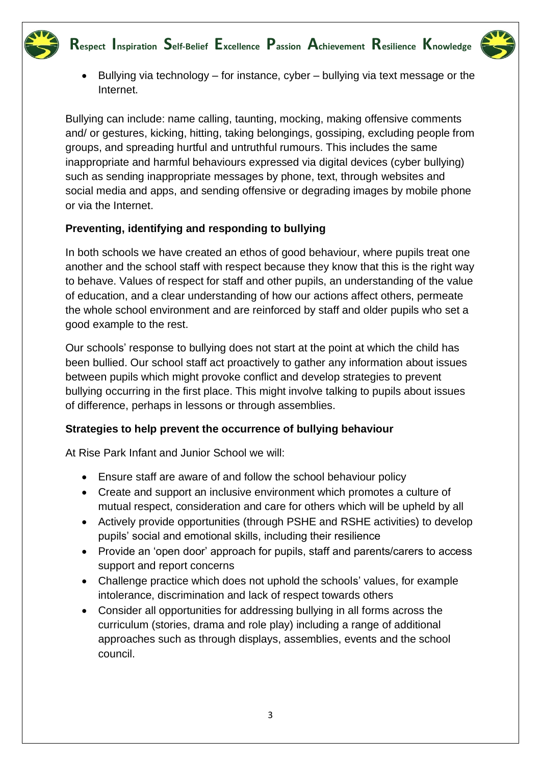- Bullying via technology – for instance, cyber – bullying via text message or the Internet.

Bullying can include: name calling, taunting, mocking, making offensive comments and/ or gestures, kicking, hitting, taking belongings, gossiping, excluding people from groups, and spreading hurtful and untruthful rumours. This includes the same inappropriate and harmful behaviours expressed via digital devices (cyber bullying) such as sending inappropriate messages by phone, text, through websites and social media and apps, and sending offensive or degrading images by mobile phone or via the Internet.

**Preventing, identifying and responding to bullying**

In both schools we have created an ethos of good behaviour, where pupils treat one another and the school staff with respect because they know that this is the right way to behave. Values of respect for staff and other pupils, an understanding of the value of education, and a clear understanding of how our actions affect others, permeate the whole school environment and are reinforced by staff and older pupils who set a good example to the rest.

Our schools' response to bullying does not start at the point at which the child has been bullied. Our school staff act proactively to gather any information about issues between pupils which might provoke conflict and develop strategies to prevent bullying occurring in the first place. This might involve talking to pupils about issues of difference, perhaps in lessons or through assemblies.

**Strategies to help prevent the occurrence of bullying behaviour**

At Rise Park Infant and Junior School we will:

- Ensure staff are aware of and follow the school behaviour policy
- Create and support an inclusive environment which promotes a culture of mutual respect, consideration and care for others which will be upheld by all
- Actively provide opportunities (through PSHE and RSHE activities) to develop pupils' social and emotional skills, including their resilience
- Provide an 'open door' approach for pupils, staff and parents/carers to access support and report concerns
- Challenge practice which does not uphold the schools' values, for example intolerance, discrimination and lack of respect towards others
- Consider all opportunities for addressing bullying in all forms across the curriculum (stories, drama and role play) including a range of additional approaches such as through displays, assemblies, events and the school council.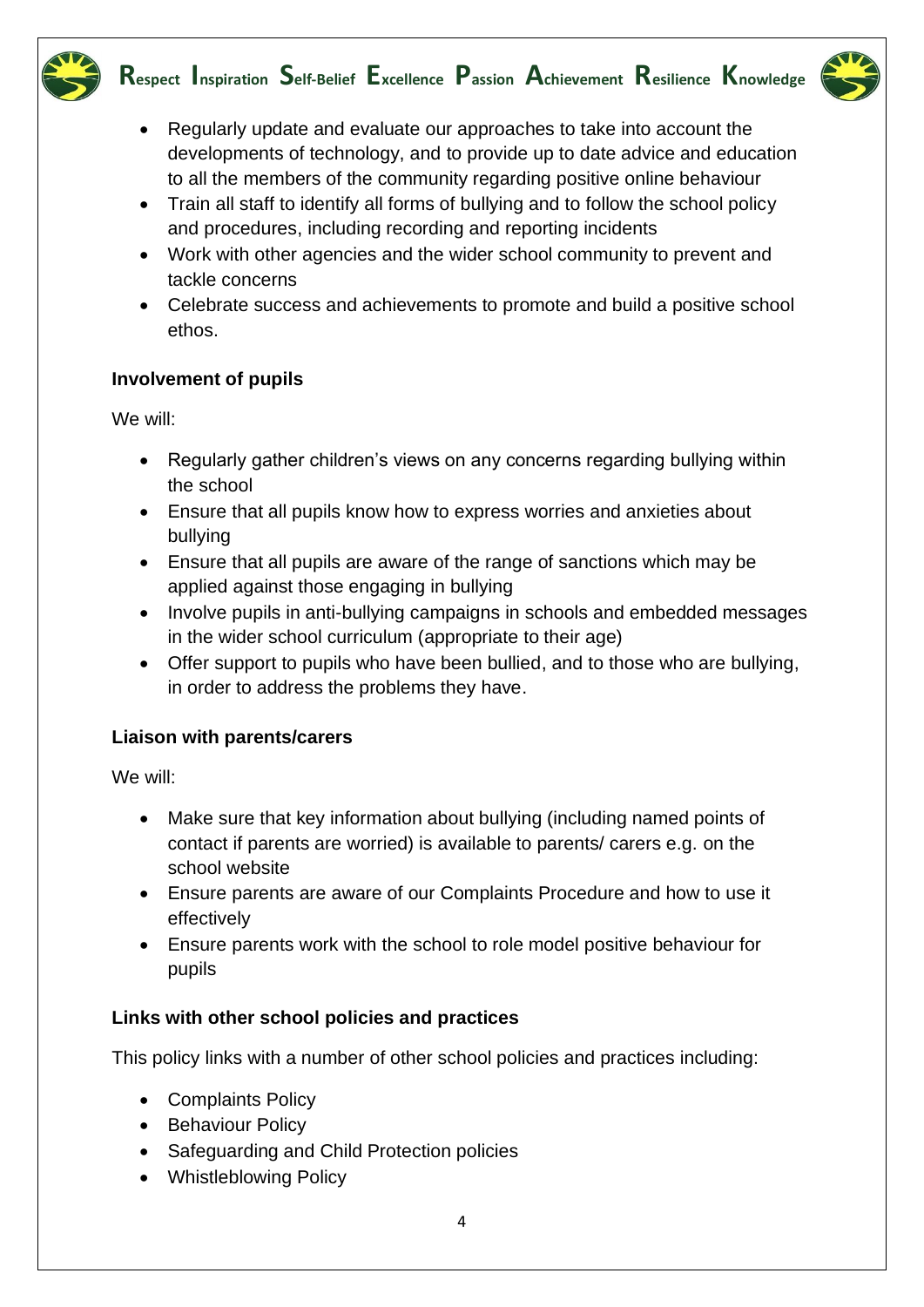- Regularly update and evaluate our approaches to take into account the developments of technology, and to provide up to date advice and education to all the members of the community regarding positive online behaviour
- Train all staff to identify all forms of bullying and to follow the school policy and procedures, including recording and reporting incidents
- Work with other agencies and the wider school community to prevent and tackle concerns
- Celebrate success and achievements to promote and build a positive school ethos.

**Involvement of pupils**

We will:

- Regularly gather children's views on any concerns regarding bullying within the school
- Ensure that all pupils know how to express worries and anxieties about bullying
- Ensure that all pupils are aware of the range of sanctions which may be applied against those engaging in bullying
- Involve pupils in anti-bullying campaigns in schools and embedded messages in the wider school curriculum (appropriate to their age)
- Offer support to pupils who have been bullied, and to those who are bullying, in order to address the problems they have.

**Liaison with parents/carers**

We will:

- Make sure that key information about bullying (including named points of contact if parents are worried) is available to parents/ carers e.g. on the school website
- Ensure parents are aware of our Complaints Procedure and how to use it effectively
- Ensure parents work with the school to role model positive behaviour for pupils

**Links with other school policies and practices**

This policy links with a number of other school policies and practices including:

- Complaints Policy
- Behaviour Policy
- Safeguarding and Child Protection policies
- Whistleblowing Policy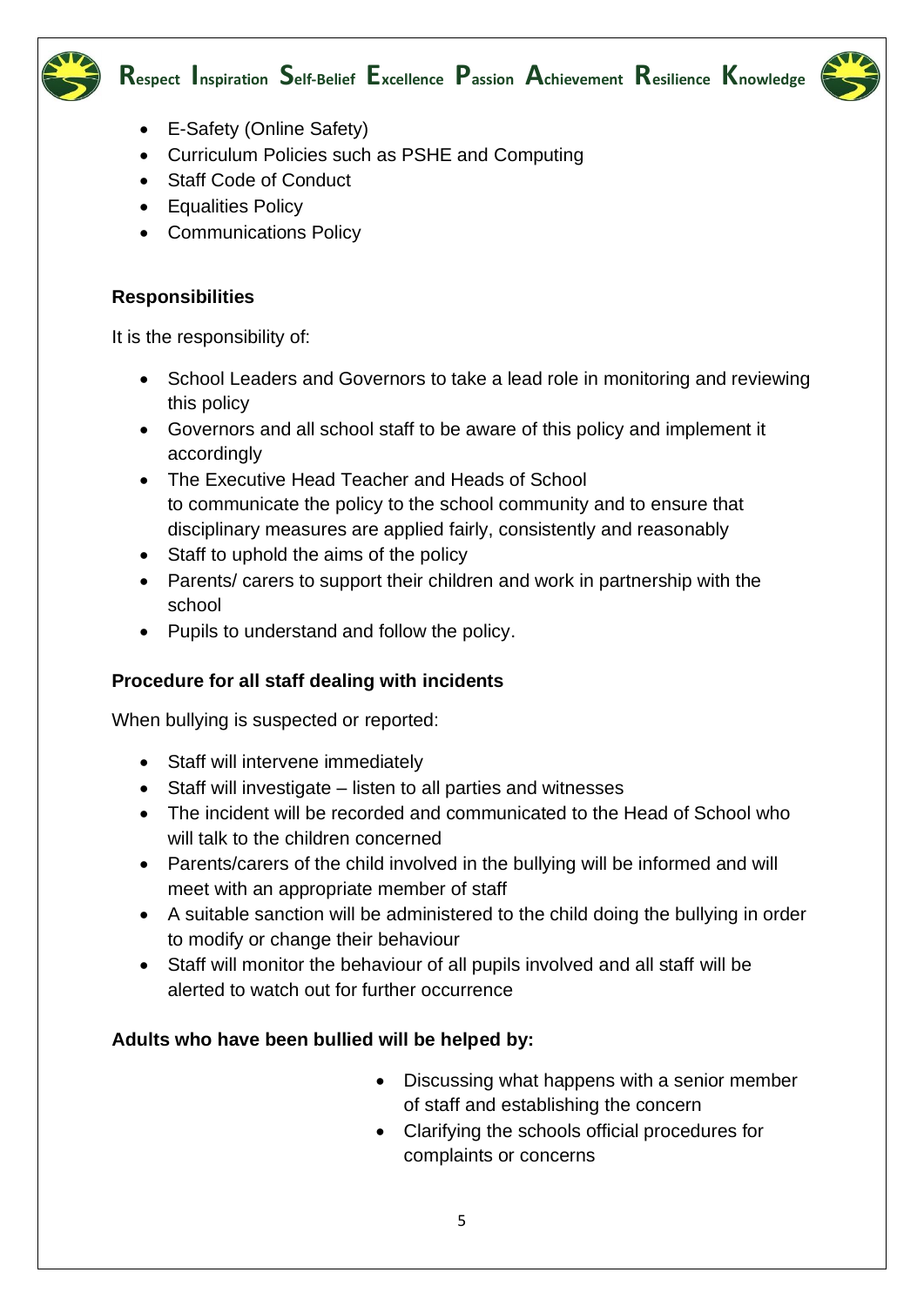- E-Safety (Online Safety)
- Curriculum Policies such as PSHE and Computing
- Staff Code of Conduct
- Equalities Policy
- Communications Policy

**Responsibilities**

It is the responsibility of:

- School Leaders and Governors to take a lead role in monitoring and reviewing this policy
- Governors and all school staff to be aware of this policy and implement it accordingly
- The Executive Head Teacher and Heads of School to communicate the policy to the school community and to ensure that disciplinary measures are applied fairly, consistently and reasonably
- Staff to uphold the aims of the policy
- Parents/ carers to support their children and work in partnership with the school
- Pupils to understand and follow the policy.

**Procedure for all staff dealing with incidents**

When bullying is suspected or reported:

- Staff will intervene immediately
- Staff will investigate – listen to all parties and witnesses
- The incident will be recorded and communicated to the Head of School who will talk to the children concerned
- Parents/carers of the child involved in the bullying will be informed and will meet with an appropriate member of staff
- A suitable sanction will be administered to the child doing the bullying in order to modify or change their behaviour
- Staff will monitor the behaviour of all pupils involved and all staff will be alerted to watch out for further occurrence

**Adults who have been bullied will be helped by:**

- Discussing what happens with a senior member of staff and establishing the concern
- Clarifying the schools official procedures for complaints or concerns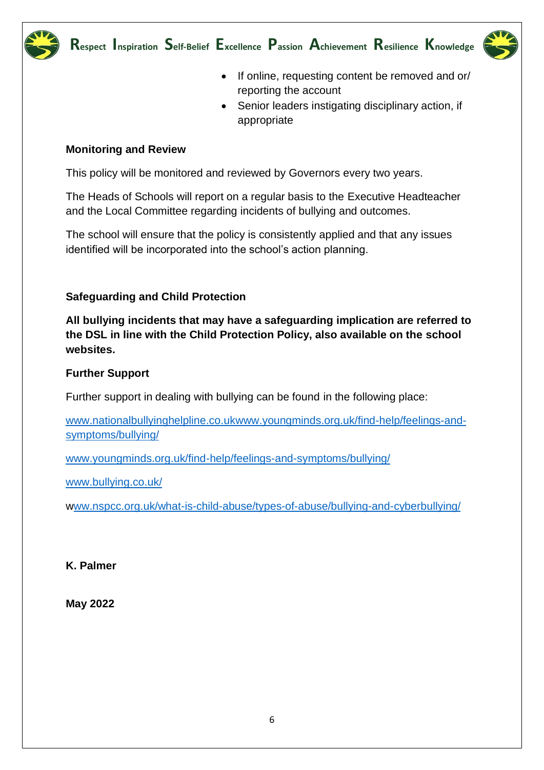- If online, requesting content be removed and or/ reporting the account
- Senior leaders instigating disciplinary action, if appropriate

**Monitoring and Review**

This policy will be monitored and reviewed by Governors every two years.

The Heads of Schools will report on a regular basis to the Executive Headteacher and the Local Committee regarding incidents of bullying and outcomes.

The school will ensure that the policy is consistently applied and that any issues identified will be incorporated into the school's action planning.

**Safeguarding and Child Protection**

**All bullying incidents that may have a safeguarding implication are referred to the DSL in line with the Child Protection Policy, also available on the school websites.**

**Further Support**

Further support in dealing with bullying can be found in the following place:

www.nationalbullyinghelpline.co.ukwww.youngminds.org.uk/find-help/feelings-and-symptoms/bullying/

www.youngminds.org.uk/find-help/feelings-and-symptoms/bullying/

www.bullying.co.uk/

www.nspcc.org.uk/what-is-child-abuse/types-of-abuse/bullying-and-cyberbullying/

**K. Palmer**

**May 2022**